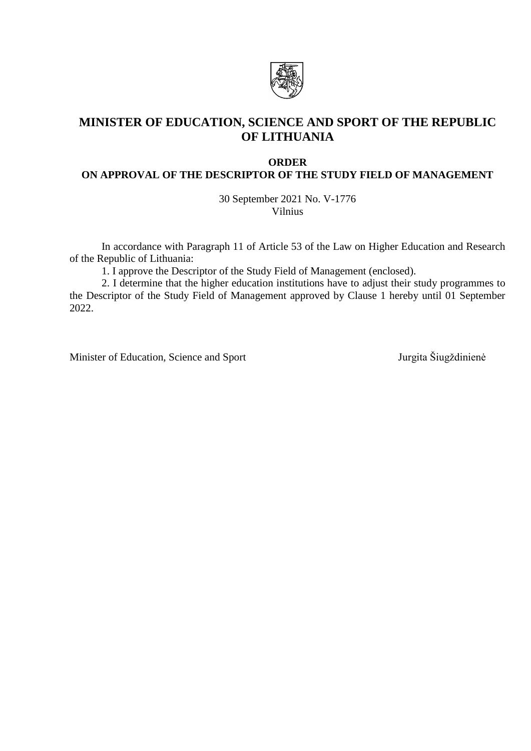# MINISTER OF EDUCATION, SCIENCE AND SPORT OF THE REPUBLIC OF LITHUANIA

## ORDER
## ON APPROVAL OF THE DESCRIPTOR OF THE STUDY FIELD OF MANAGEMENT

30 September 2021 No. V-1776
Vilnius

In accordance with Paragraph 11 of Article 53 of the Law on Higher Education and Research of the Republic of Lithuania:

1. I approve the Descriptor of the Study Field of Management (enclosed).
2. I determine that the higher education institutions have to adjust their study programmes to the Descriptor of the Study Field of Management approved by Clause 1 hereby until 01 September 2022.

Minister of Education, Science and Sport Jurgita Šiugždinienė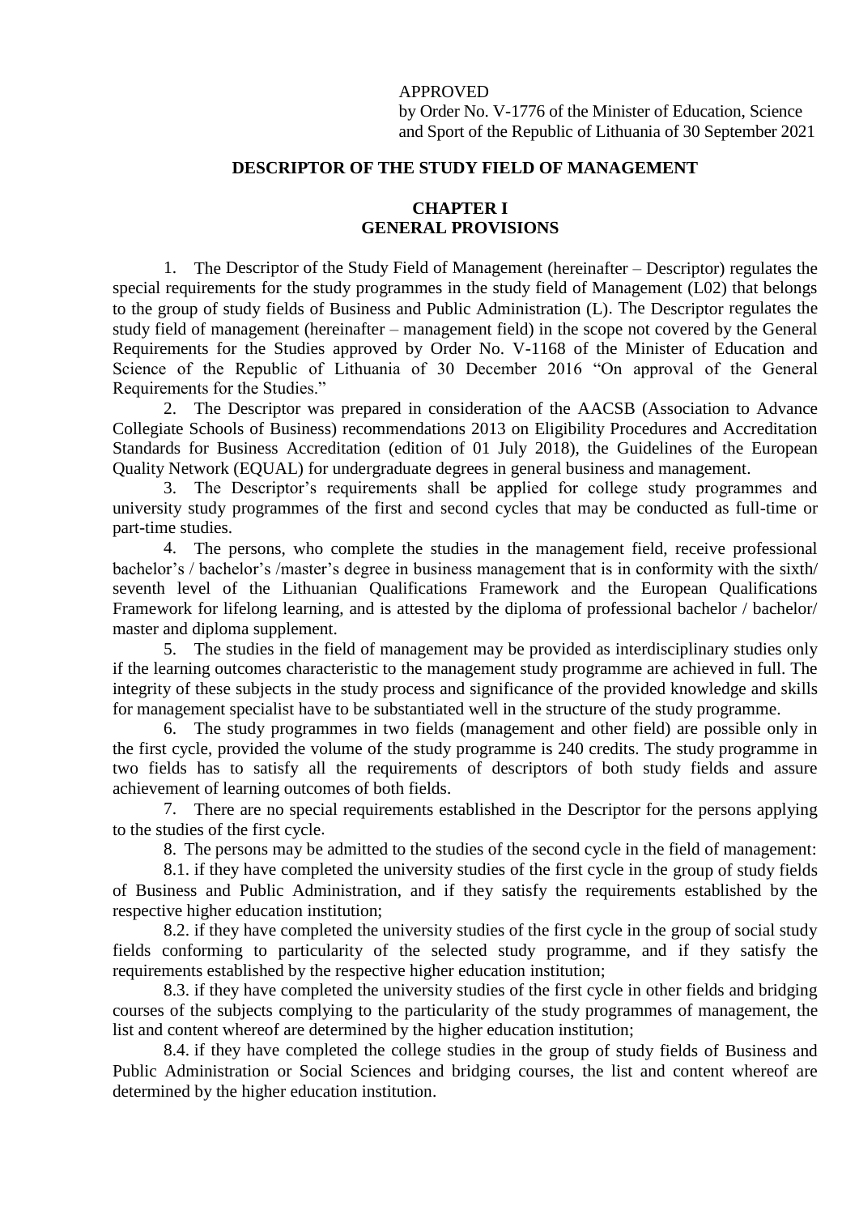APPROVED
by Order No. V-1776 of the Minister of Education, Science and Sport of the Republic of Lithuania of 30 September 2021

# DESCRIPTOR OF THE STUDY FIELD OF MANAGEMENT

## CHAPTER I
## GENERAL PROVISIONS

1. The Descriptor of the Study Field of Management (hereinafter – Descriptor) regulates the special requirements for the study programmes in the study field of Management (L02) that belongs to the group of study fields of Business and Public Administration (L). The Descriptor regulates the study field of management (hereinafter – management field) in the scope not covered by the General Requirements for the Studies approved by Order No. V-1168 of the Minister of Education and Science of the Republic of Lithuania of 30 December 2016 "On approval of the General Requirements for the Studies."

2. The Descriptor was prepared in consideration of the AACSB (Association to Advance Collegiate Schools of Business) recommendations 2013 on Eligibility Procedures and Accreditation Standards for Business Accreditation (edition of 01 July 2018), the Guidelines of the European Quality Network (EQUAL) for undergraduate degrees in general business and management.

3. The Descriptor's requirements shall be applied for college study programmes and university study programmes of the first and second cycles that may be conducted as full-time or part-time studies.

4. The persons, who complete the studies in the management field, receive professional bachelor's / bachelor's /master's degree in business management that is in conformity with the sixth/ seventh level of the Lithuanian Qualifications Framework and the European Qualifications Framework for lifelong learning, and is attested by the diploma of professional bachelor / bachelor/ master and diploma supplement.

5. The studies in the field of management may be provided as interdisciplinary studies only if the learning outcomes characteristic to the management study programme are achieved in full. The integrity of these subjects in the study process and significance of the provided knowledge and skills for management specialist have to be substantiated well in the structure of the study programme.

6. The study programmes in two fields (management and other field) are possible only in the first cycle, provided the volume of the study programme is 240 credits. The study programme in two fields has to satisfy all the requirements of descriptors of both study fields and assure achievement of learning outcomes of both fields.

7. There are no special requirements established in the Descriptor for the persons applying to the studies of the first cycle.

8. The persons may be admitted to the studies of the second cycle in the field of management:

8.1. if they have completed the university studies of the first cycle in the group of study fields of Business and Public Administration, and if they satisfy the requirements established by the respective higher education institution;

8.2. if they have completed the university studies of the first cycle in the group of social study fields conforming to particularity of the selected study programme, and if they satisfy the requirements established by the respective higher education institution;

8.3. if they have completed the university studies of the first cycle in other fields and bridging courses of the subjects complying to the particularity of the study programmes of management, the list and content whereof are determined by the higher education institution;

8.4. if they have completed the college studies in the group of study fields of Business and Public Administration or Social Sciences and bridging courses, the list and content whereof are determined by the higher education institution.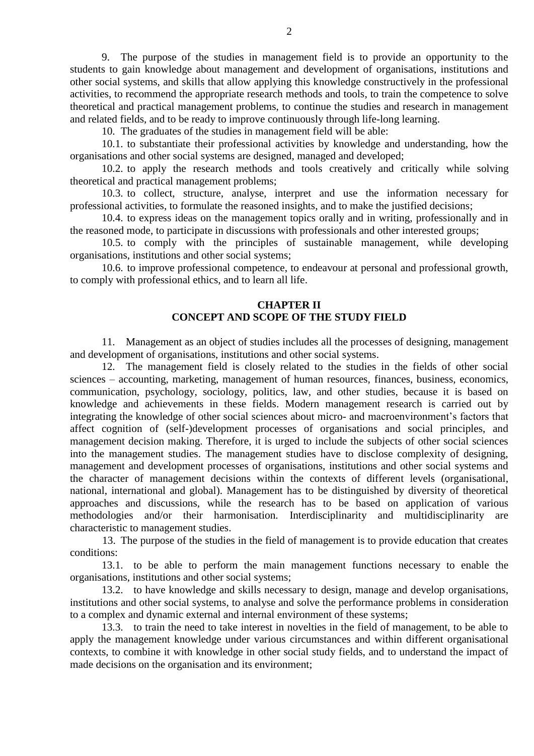9. The purpose of the studies in management field is to provide an opportunity to the students to gain knowledge about management and development of organisations, institutions and other social systems, and skills that allow applying this knowledge constructively in the professional activities, to recommend the appropriate research methods and tools, to train the competence to solve theoretical and practical management problems, to continue the studies and research in management and related fields, and to be ready to improve continuously through life-long learning.

10. The graduates of the studies in management field will be able:

10.1. to substantiate their professional activities by knowledge and understanding, how the organisations and other social systems are designed, managed and developed;

10.2. to apply the research methods and tools creatively and critically while solving theoretical and practical management problems;

10.3. to collect, structure, analyse, interpret and use the information necessary for professional activities, to formulate the reasoned insights, and to make the justified decisions;

10.4. to express ideas on the management topics orally and in writing, professionally and in the reasoned mode, to participate in discussions with professionals and other interested groups;

10.5. to comply with the principles of sustainable management, while developing organisations, institutions and other social systems;

10.6. to improve professional competence, to endeavour at personal and professional growth, to comply with professional ethics, and to learn all life.

## CHAPTER II
## CONCEPT AND SCOPE OF THE STUDY FIELD

11. Management as an object of studies includes all the processes of designing, management and development of organisations, institutions and other social systems.

12. The management field is closely related to the studies in the fields of other social sciences – accounting, marketing, management of human resources, finances, business, economics, communication, psychology, sociology, politics, law, and other studies, because it is based on knowledge and achievements in these fields. Modern management research is carried out by integrating the knowledge of other social sciences about micro- and macroenvironment's factors that affect cognition of (self-)development processes of organisations and social principles, and management decision making. Therefore, it is urged to include the subjects of other social sciences into the management studies. The management studies have to disclose complexity of designing, management and development processes of organisations, institutions and other social systems and the character of management decisions within the contexts of different levels (organisational, national, international and global). Management has to be distinguished by diversity of theoretical approaches and discussions, while the research has to be based on application of various methodologies and/or their harmonisation. Interdisciplinarity and multidisciplinarity are characteristic to management studies.

13. The purpose of the studies in the field of management is to provide education that creates conditions:

13.1. to be able to perform the main management functions necessary to enable the organisations, institutions and other social systems;

13.2. to have knowledge and skills necessary to design, manage and develop organisations, institutions and other social systems, to analyse and solve the performance problems in consideration to a complex and dynamic external and internal environment of these systems;

13.3. to train the need to take interest in novelties in the field of management, to be able to apply the management knowledge under various circumstances and within different organisational contexts, to combine it with knowledge in other social study fields, and to understand the impact of made decisions on the organisation and its environment;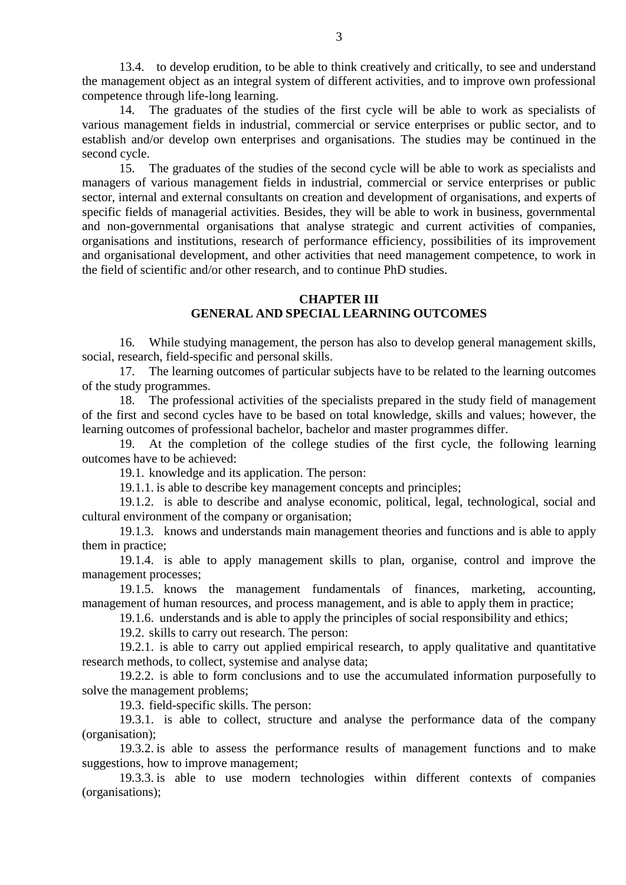13.4. to develop erudition, to be able to think creatively and critically, to see and understand the management object as an integral system of different activities, and to improve own professional competence through life-long learning.

14. The graduates of the studies of the first cycle will be able to work as specialists of various management fields in industrial, commercial or service enterprises or public sector, and to establish and/or develop own enterprises and organisations. The studies may be continued in the second cycle.

15. The graduates of the studies of the second cycle will be able to work as specialists and managers of various management fields in industrial, commercial or service enterprises or public sector, internal and external consultants on creation and development of organisations, and experts of specific fields of managerial activities. Besides, they will be able to work in business, governmental and non-governmental organisations that analyse strategic and current activities of companies, organisations and institutions, research of performance efficiency, possibilities of its improvement and organisational development, and other activities that need management competence, to work in the field of scientific and/or other research, and to continue PhD studies.

## CHAPTER III
## GENERAL AND SPECIAL LEARNING OUTCOMES

16. While studying management, the person has also to develop general management skills, social, research, field-specific and personal skills.

17. The learning outcomes of particular subjects have to be related to the learning outcomes of the study programmes.

18. The professional activities of the specialists prepared in the study field of management of the first and second cycles have to be based on total knowledge, skills and values; however, the learning outcomes of professional bachelor, bachelor and master programmes differ.

19. At the completion of the college studies of the first cycle, the following learning outcomes have to be achieved:

19.1. knowledge and its application. The person:

19.1.1. is able to describe key management concepts and principles;

19.1.2. is able to describe and analyse economic, political, legal, technological, social and cultural environment of the company or organisation;

19.1.3. knows and understands main management theories and functions and is able to apply them in practice;

19.1.4. is able to apply management skills to plan, organise, control and improve the management processes;

19.1.5. knows the management fundamentals of finances, marketing, accounting, management of human resources, and process management, and is able to apply them in practice;

19.1.6. understands and is able to apply the principles of social responsibility and ethics;

19.2. skills to carry out research. The person:

19.2.1. is able to carry out applied empirical research, to apply qualitative and quantitative research methods, to collect, systemise and analyse data;

19.2.2. is able to form conclusions and to use the accumulated information purposefully to solve the management problems;

19.3. field-specific skills. The person:

19.3.1. is able to collect, structure and analyse the performance data of the company (organisation);

19.3.2. is able to assess the performance results of management functions and to make suggestions, how to improve management;

19.3.3. is able to use modern technologies within different contexts of companies (organisations);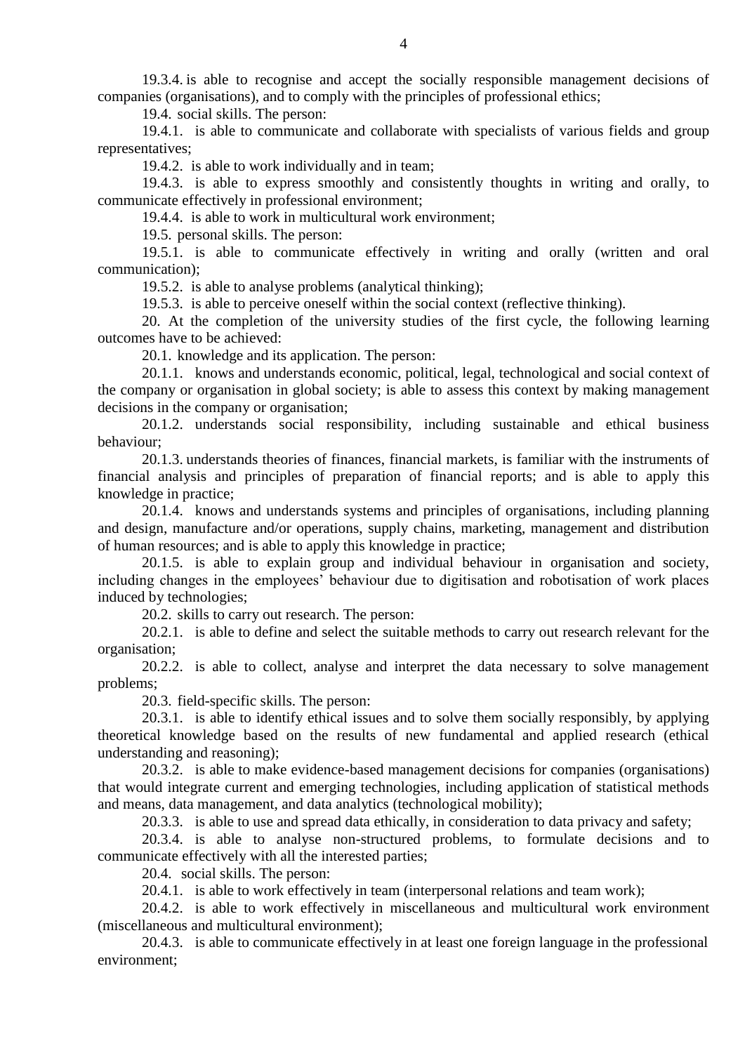19.3.4. is able to recognise and accept the socially responsible management decisions of companies (organisations), and to comply with the principles of professional ethics;

19.4. social skills. The person:

19.4.1. is able to communicate and collaborate with specialists of various fields and group representatives;

19.4.2. is able to work individually and in team;

19.4.3. is able to express smoothly and consistently thoughts in writing and orally, to communicate effectively in professional environment;

19.4.4. is able to work in multicultural work environment;

19.5. personal skills. The person:

19.5.1. is able to communicate effectively in writing and orally (written and oral communication);

19.5.2. is able to analyse problems (analytical thinking);

19.5.3. is able to perceive oneself within the social context (reflective thinking).

20. At the completion of the university studies of the first cycle, the following learning outcomes have to be achieved:

20.1. knowledge and its application. The person:

20.1.1. knows and understands economic, political, legal, technological and social context of the company or organisation in global society; is able to assess this context by making management decisions in the company or organisation;

20.1.2. understands social responsibility, including sustainable and ethical business behaviour;

20.1.3. understands theories of finances, financial markets, is familiar with the instruments of financial analysis and principles of preparation of financial reports; and is able to apply this knowledge in practice;

20.1.4. knows and understands systems and principles of organisations, including planning and design, manufacture and/or operations, supply chains, marketing, management and distribution of human resources; and is able to apply this knowledge in practice;

20.1.5. is able to explain group and individual behaviour in organisation and society, including changes in the employees' behaviour due to digitisation and robotisation of work places induced by technologies;

20.2. skills to carry out research. The person:

20.2.1. is able to define and select the suitable methods to carry out research relevant for the organisation;

20.2.2. is able to collect, analyse and interpret the data necessary to solve management problems;

20.3. field-specific skills. The person:

20.3.1. is able to identify ethical issues and to solve them socially responsibly, by applying theoretical knowledge based on the results of new fundamental and applied research (ethical understanding and reasoning);

20.3.2. is able to make evidence-based management decisions for companies (organisations) that would integrate current and emerging technologies, including application of statistical methods and means, data management, and data analytics (technological mobility);

20.3.3. is able to use and spread data ethically, in consideration to data privacy and safety;

20.3.4. is able to analyse non-structured problems, to formulate decisions and to communicate effectively with all the interested parties;

20.4. social skills. The person:

20.4.1. is able to work effectively in team (interpersonal relations and team work);

20.4.2. is able to work effectively in miscellaneous and multicultural work environment (miscellaneous and multicultural environment);

20.4.3. is able to communicate effectively in at least one foreign language in the professional environment;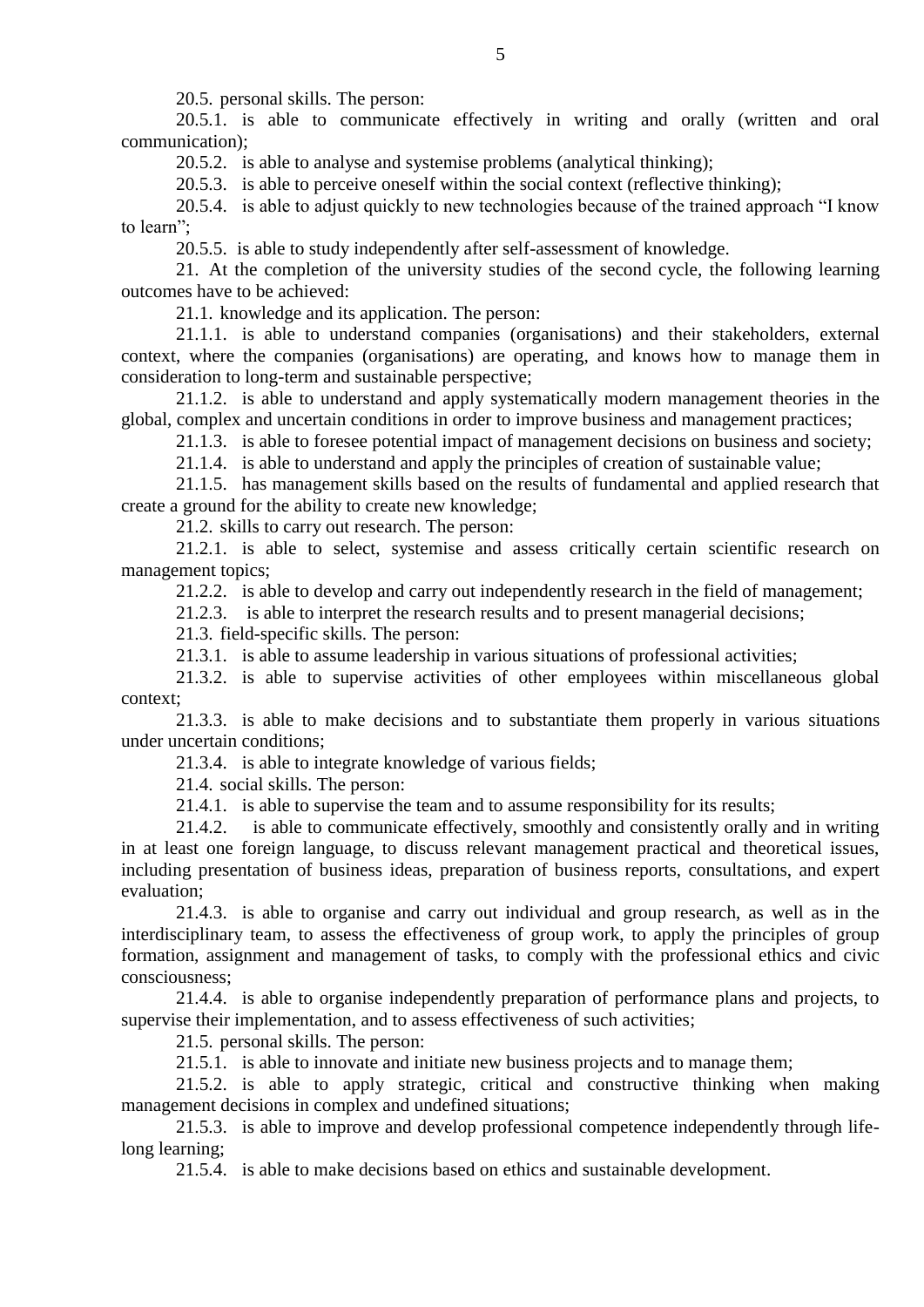20.5. personal skills. The person:

20.5.1. is able to communicate effectively in writing and orally (written and oral communication);

20.5.2. is able to analyse and systemise problems (analytical thinking);

20.5.3. is able to perceive oneself within the social context (reflective thinking);

20.5.4. is able to adjust quickly to new technologies because of the trained approach "I know to learn";

20.5.5. is able to study independently after self-assessment of knowledge.

21. At the completion of the university studies of the second cycle, the following learning outcomes have to be achieved:

21.1. knowledge and its application. The person:

21.1.1. is able to understand companies (organisations) and their stakeholders, external context, where the companies (organisations) are operating, and knows how to manage them in consideration to long-term and sustainable perspective;

21.1.2. is able to understand and apply systematically modern management theories in the global, complex and uncertain conditions in order to improve business and management practices;

21.1.3. is able to foresee potential impact of management decisions on business and society;

21.1.4. is able to understand and apply the principles of creation of sustainable value;

21.1.5. has management skills based on the results of fundamental and applied research that create a ground for the ability to create new knowledge;

21.2. skills to carry out research. The person:

21.2.1. is able to select, systemise and assess critically certain scientific research on management topics;

21.2.2. is able to develop and carry out independently research in the field of management;

21.2.3. is able to interpret the research results and to present managerial decisions;

21.3. field-specific skills. The person:

21.3.1. is able to assume leadership in various situations of professional activities;

21.3.2. is able to supervise activities of other employees within miscellaneous global context;

21.3.3. is able to make decisions and to substantiate them properly in various situations under uncertain conditions;

21.3.4. is able to integrate knowledge of various fields;

21.4. social skills. The person:

21.4.1. is able to supervise the team and to assume responsibility for its results;

21.4.2. is able to communicate effectively, smoothly and consistently orally and in writing in at least one foreign language, to discuss relevant management practical and theoretical issues, including presentation of business ideas, preparation of business reports, consultations, and expert evaluation;

21.4.3. is able to organise and carry out individual and group research, as well as in the interdisciplinary team, to assess the effectiveness of group work, to apply the principles of group formation, assignment and management of tasks, to comply with the professional ethics and civic consciousness;

21.4.4. is able to organise independently preparation of performance plans and projects, to supervise their implementation, and to assess effectiveness of such activities;

21.5. personal skills. The person:

21.5.1. is able to innovate and initiate new business projects and to manage them;

21.5.2. is able to apply strategic, critical and constructive thinking when making management decisions in complex and undefined situations;

21.5.3. is able to improve and develop professional competence independently through life-long learning;

21.5.4. is able to make decisions based on ethics and sustainable development.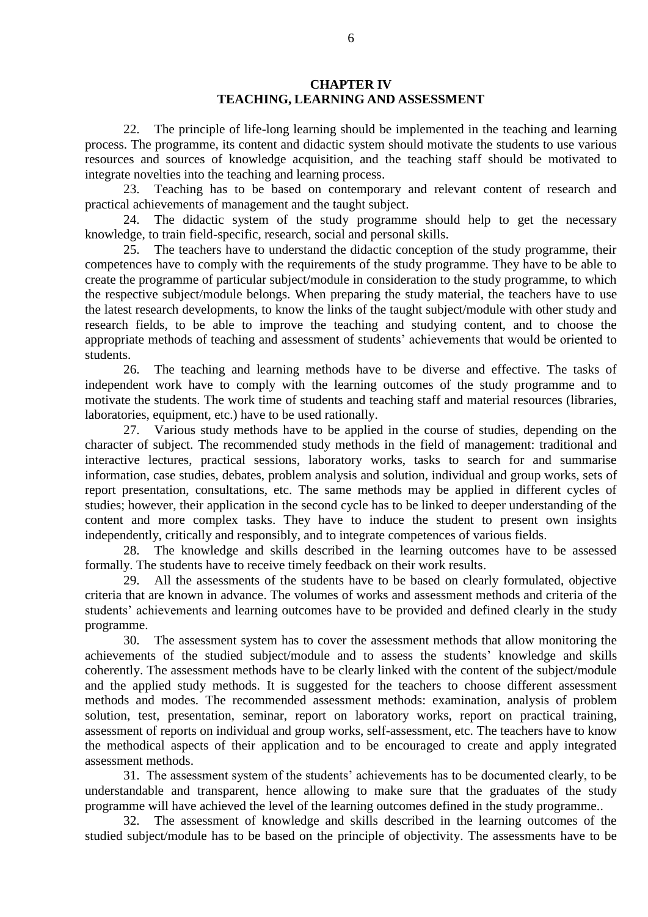## CHAPTER IV
## TEACHING, LEARNING AND ASSESSMENT

22. The principle of life-long learning should be implemented in the teaching and learning process. The programme, its content and didactic system should motivate the students to use various resources and sources of knowledge acquisition, and the teaching staff should be motivated to integrate novelties into the teaching and learning process.

23. Teaching has to be based on contemporary and relevant content of research and practical achievements of management and the taught subject.

24. The didactic system of the study programme should help to get the necessary knowledge, to train field-specific, research, social and personal skills.

25. The teachers have to understand the didactic conception of the study programme, their competences have to comply with the requirements of the study programme. They have to be able to create the programme of particular subject/module in consideration to the study programme, to which the respective subject/module belongs. When preparing the study material, the teachers have to use the latest research developments, to know the links of the taught subject/module with other study and research fields, to be able to improve the teaching and studying content, and to choose the appropriate methods of teaching and assessment of students' achievements that would be oriented to students.

26. The teaching and learning methods have to be diverse and effective. The tasks of independent work have to comply with the learning outcomes of the study programme and to motivate the students. The work time of students and teaching staff and material resources (libraries, laboratories, equipment, etc.) have to be used rationally.

27. Various study methods have to be applied in the course of studies, depending on the character of subject. The recommended study methods in the field of management: traditional and interactive lectures, practical sessions, laboratory works, tasks to search for and summarise information, case studies, debates, problem analysis and solution, individual and group works, sets of report presentation, consultations, etc. The same methods may be applied in different cycles of studies; however, their application in the second cycle has to be linked to deeper understanding of the content and more complex tasks. They have to induce the student to present own insights independently, critically and responsibly, and to integrate competences of various fields.

28. The knowledge and skills described in the learning outcomes have to be assessed formally. The students have to receive timely feedback on their work results.

29. All the assessments of the students have to be based on clearly formulated, objective criteria that are known in advance. The volumes of works and assessment methods and criteria of the students' achievements and learning outcomes have to be provided and defined clearly in the study programme.

30. The assessment system has to cover the assessment methods that allow monitoring the achievements of the studied subject/module and to assess the students' knowledge and skills coherently. The assessment methods have to be clearly linked with the content of the subject/module and the applied study methods. It is suggested for the teachers to choose different assessment methods and modes. The recommended assessment methods: examination, analysis of problem solution, test, presentation, seminar, report on laboratory works, report on practical training, assessment of reports on individual and group works, self-assessment, etc. The teachers have to know the methodical aspects of their application and to be encouraged to create and apply integrated assessment methods.

31. The assessment system of the students' achievements has to be documented clearly, to be understandable and transparent, hence allowing to make sure that the graduates of the study programme will have achieved the level of the learning outcomes defined in the study programme..

32. The assessment of knowledge and skills described in the learning outcomes of the studied subject/module has to be based on the principle of objectivity. The assessments have to be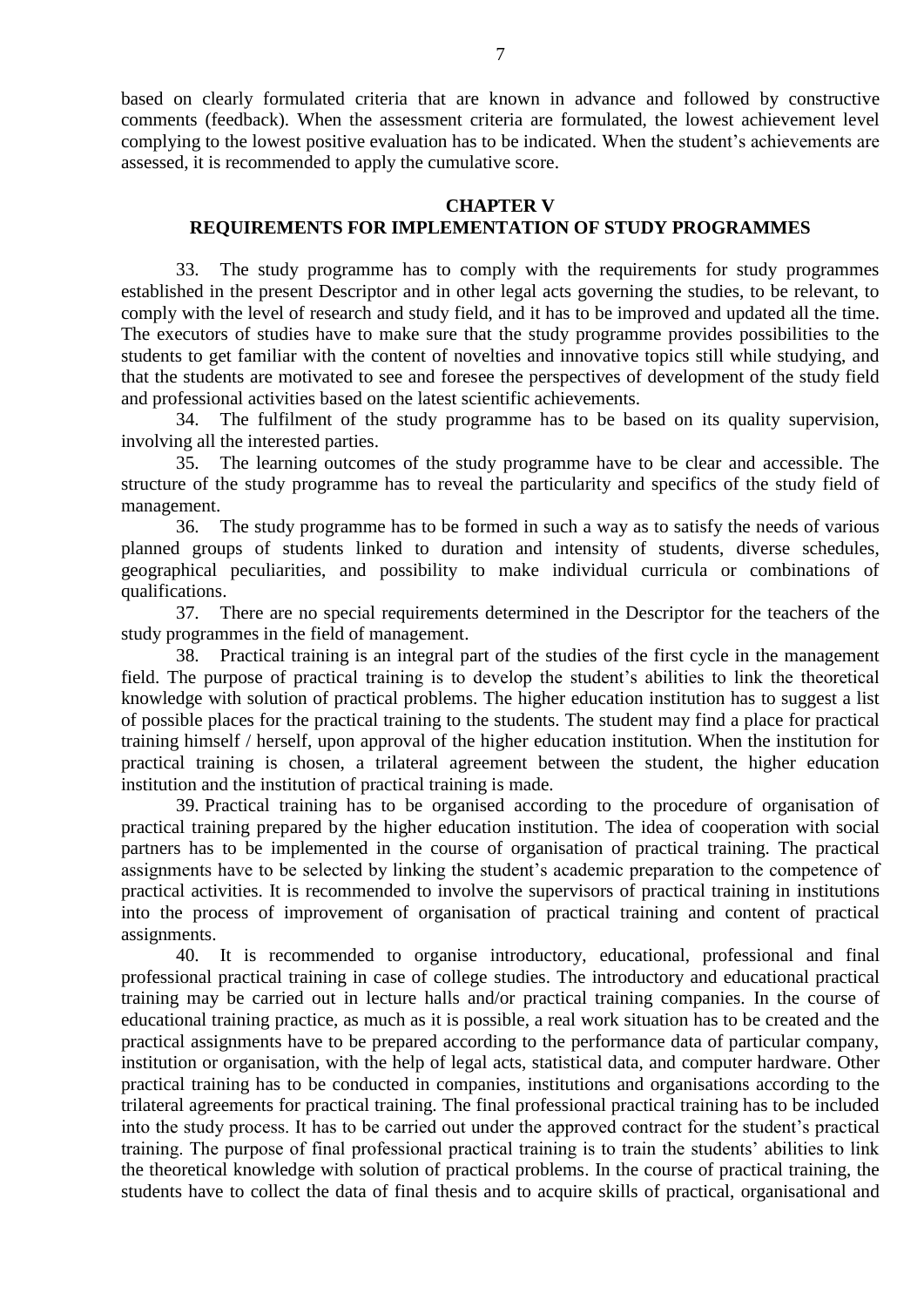based on clearly formulated criteria that are known in advance and followed by constructive comments (feedback). When the assessment criteria are formulated, the lowest achievement level complying to the lowest positive evaluation has to be indicated. When the student's achievements are assessed, it is recommended to apply the cumulative score.

## CHAPTER V
## REQUIREMENTS FOR IMPLEMENTATION OF STUDY PROGRAMMES

33. The study programme has to comply with the requirements for study programmes established in the present Descriptor and in other legal acts governing the studies, to be relevant, to comply with the level of research and study field, and it has to be improved and updated all the time. The executors of studies have to make sure that the study programme provides possibilities to the students to get familiar with the content of novelties and innovative topics still while studying, and that the students are motivated to see and foresee the perspectives of development of the study field and professional activities based on the latest scientific achievements.

34. The fulfilment of the study programme has to be based on its quality supervision, involving all the interested parties.

35. The learning outcomes of the study programme have to be clear and accessible. The structure of the study programme has to reveal the particularity and specifics of the study field of management.

36. The study programme has to be formed in such a way as to satisfy the needs of various planned groups of students linked to duration and intensity of students, diverse schedules, geographical peculiarities, and possibility to make individual curricula or combinations of qualifications.

37. There are no special requirements determined in the Descriptor for the teachers of the study programmes in the field of management.

38. Practical training is an integral part of the studies of the first cycle in the management field. The purpose of practical training is to develop the student's abilities to link the theoretical knowledge with solution of practical problems. The higher education institution has to suggest a list of possible places for the practical training to the students. The student may find a place for practical training himself / herself, upon approval of the higher education institution. When the institution for practical training is chosen, a trilateral agreement between the student, the higher education institution and the institution of practical training is made.

39. Practical training has to be organised according to the procedure of organisation of practical training prepared by the higher education institution. The idea of cooperation with social partners has to be implemented in the course of organisation of practical training. The practical assignments have to be selected by linking the student's academic preparation to the competence of practical activities. It is recommended to involve the supervisors of practical training in institutions into the process of improvement of organisation of practical training and content of practical assignments.

40. It is recommended to organise introductory, educational, professional and final professional practical training in case of college studies. The introductory and educational practical training may be carried out in lecture halls and/or practical training companies. In the course of educational training practice, as much as it is possible, a real work situation has to be created and the practical assignments have to be prepared according to the performance data of particular company, institution or organisation, with the help of legal acts, statistical data, and computer hardware. Other practical training has to be conducted in companies, institutions and organisations according to the trilateral agreements for practical training. The final professional practical training has to be included into the study process. It has to be carried out under the approved contract for the student's practical training. The purpose of final professional practical training is to train the students' abilities to link the theoretical knowledge with solution of practical problems. In the course of practical training, the students have to collect the data of final thesis and to acquire skills of practical, organisational and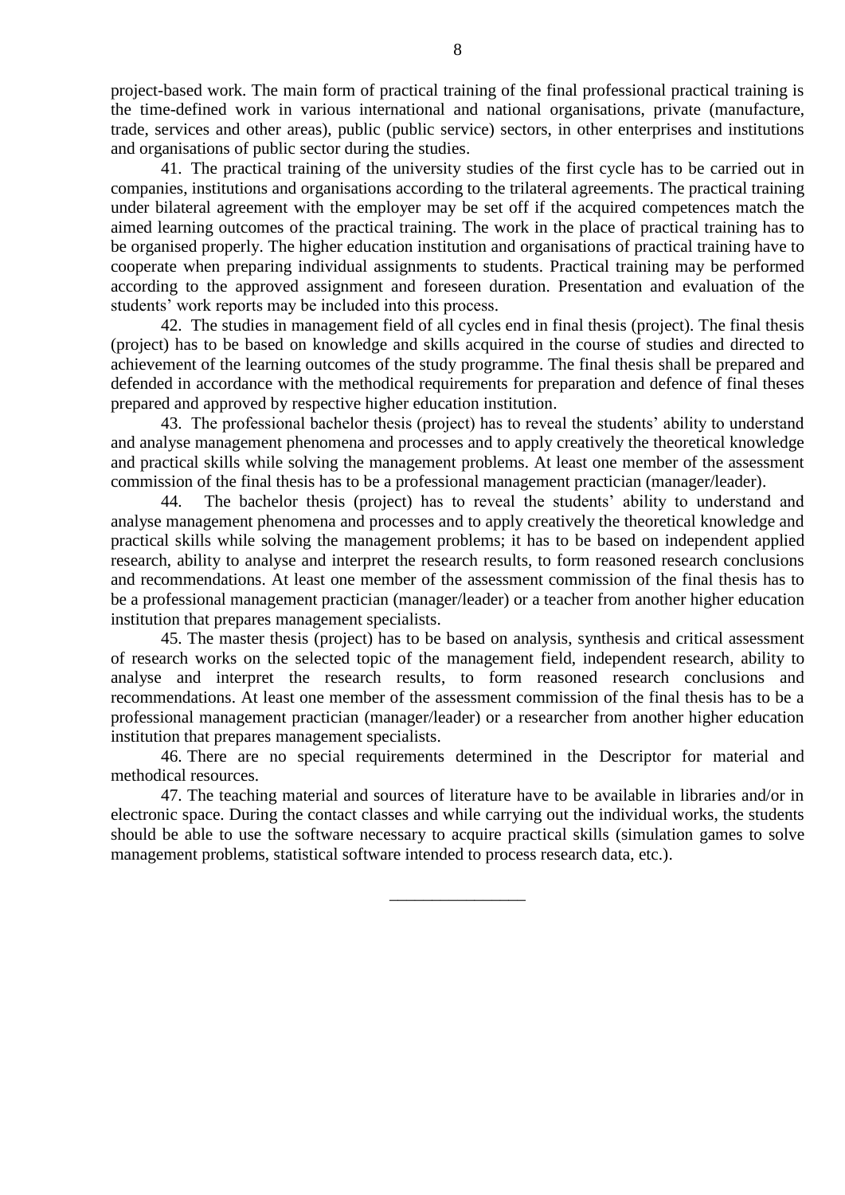project-based work. The main form of practical training of the final professional practical training is the time-defined work in various international and national organisations, private (manufacture, trade, services and other areas), public (public service) sectors, in other enterprises and institutions and organisations of public sector during the studies.

41. The practical training of the university studies of the first cycle has to be carried out in companies, institutions and organisations according to the trilateral agreements. The practical training under bilateral agreement with the employer may be set off if the acquired competences match the aimed learning outcomes of the practical training. The work in the place of practical training has to be organised properly. The higher education institution and organisations of practical training have to cooperate when preparing individual assignments to students. Practical training may be performed according to the approved assignment and foreseen duration. Presentation and evaluation of the students' work reports may be included into this process.

42. The studies in management field of all cycles end in final thesis (project). The final thesis (project) has to be based on knowledge and skills acquired in the course of studies and directed to achievement of the learning outcomes of the study programme. The final thesis shall be prepared and defended in accordance with the methodical requirements for preparation and defence of final theses prepared and approved by respective higher education institution.

43. The professional bachelor thesis (project) has to reveal the students' ability to understand and analyse management phenomena and processes and to apply creatively the theoretical knowledge and practical skills while solving the management problems. At least one member of the assessment commission of the final thesis has to be a professional management practician (manager/leader).

44. The bachelor thesis (project) has to reveal the students' ability to understand and analyse management phenomena and processes and to apply creatively the theoretical knowledge and practical skills while solving the management problems; it has to be based on independent applied research, ability to analyse and interpret the research results, to form reasoned research conclusions and recommendations. At least one member of the assessment commission of the final thesis has to be a professional management practician (manager/leader) or a teacher from another higher education institution that prepares management specialists.

45. The master thesis (project) has to be based on analysis, synthesis and critical assessment of research works on the selected topic of the management field, independent research, ability to analyse and interpret the research results, to form reasoned research conclusions and recommendations. At least one member of the assessment commission of the final thesis has to be a professional management practician (manager/leader) or a researcher from another higher education institution that prepares management specialists.

46. There are no special requirements determined in the Descriptor for material and methodical resources.

47. The teaching material and sources of literature have to be available in libraries and/or in electronic space. During the contact classes and while carrying out the individual works, the students should be able to use the software necessary to acquire practical skills (simulation games to solve management problems, statistical software intended to process research data, etc.).

\_\_\_\_\_\_\_\_\_\_\_\_\_\_\_\_